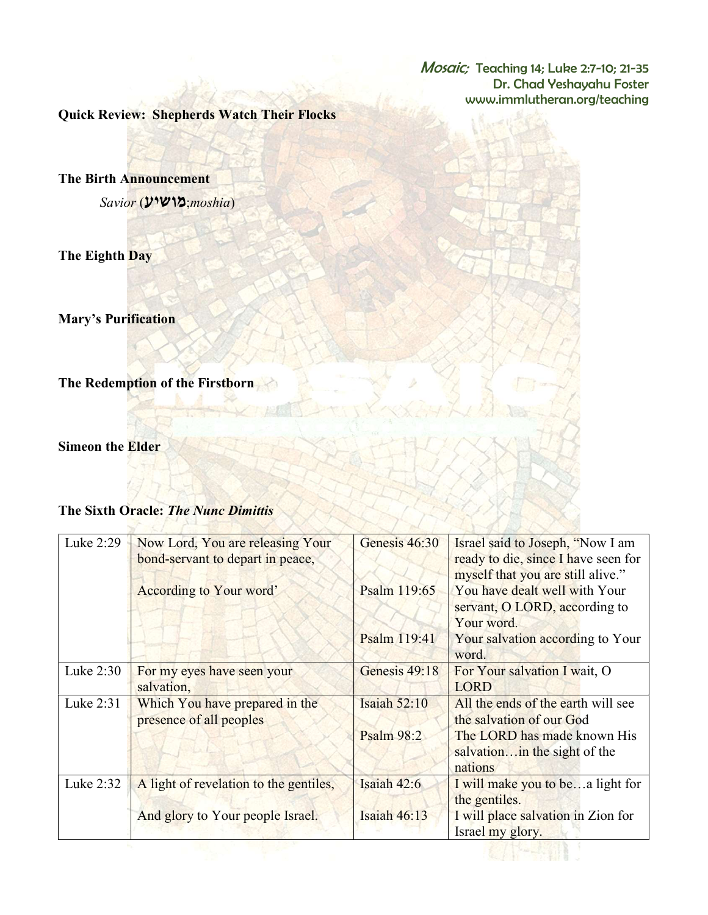*Mosaic;* Teaching 14; Luke 2:7-10; 21-35
Dr. Chad Yeshayahu Foster
www.immlutheran.org/teaching

**Quick Review: Shepherds Watch Their Flocks**

**The Birth Announcement**

*Savior* (מושיע;*moshia*)

**The Eighth Day**

**Mary's Purification**

**The Redemption of the Firstborn**

**Simeon the Elder**

**The Sixth Oracle: *The Nunc Dimittis***

| | | | |
|---|---|---|---|
| Luke 2:29 | Now Lord, You are releasing Your bond-servant to depart in peace, | Genesis 46:30 | Israel said to Joseph, "Now I am ready to die, since I have seen for myself that you are still alive." |
| | According to Your word' | Psalm 119:65 | You have dealt well with Your servant, O LORD, according to Your word. |
| | | Psalm 119:41 | Your salvation according to Your word. |
| Luke 2:30 | For my eyes have seen your salvation, | Genesis 49:18 | For Your salvation I wait, O LORD |
| Luke 2:31 | Which You have prepared in the presence of all peoples | Isaiah 52:10 | All the ends of the earth will see the salvation of our God |
| | | Psalm 98:2 | The LORD has made known His salvation…in the sight of the nations |
| Luke 2:32 | A light of revelation to the gentiles, | Isaiah 42:6 | I will make you to be…a light for the gentiles. |
| | And glory to Your people Israel. | Isaiah 46:13 | I will place salvation in Zion for Israel my glory. |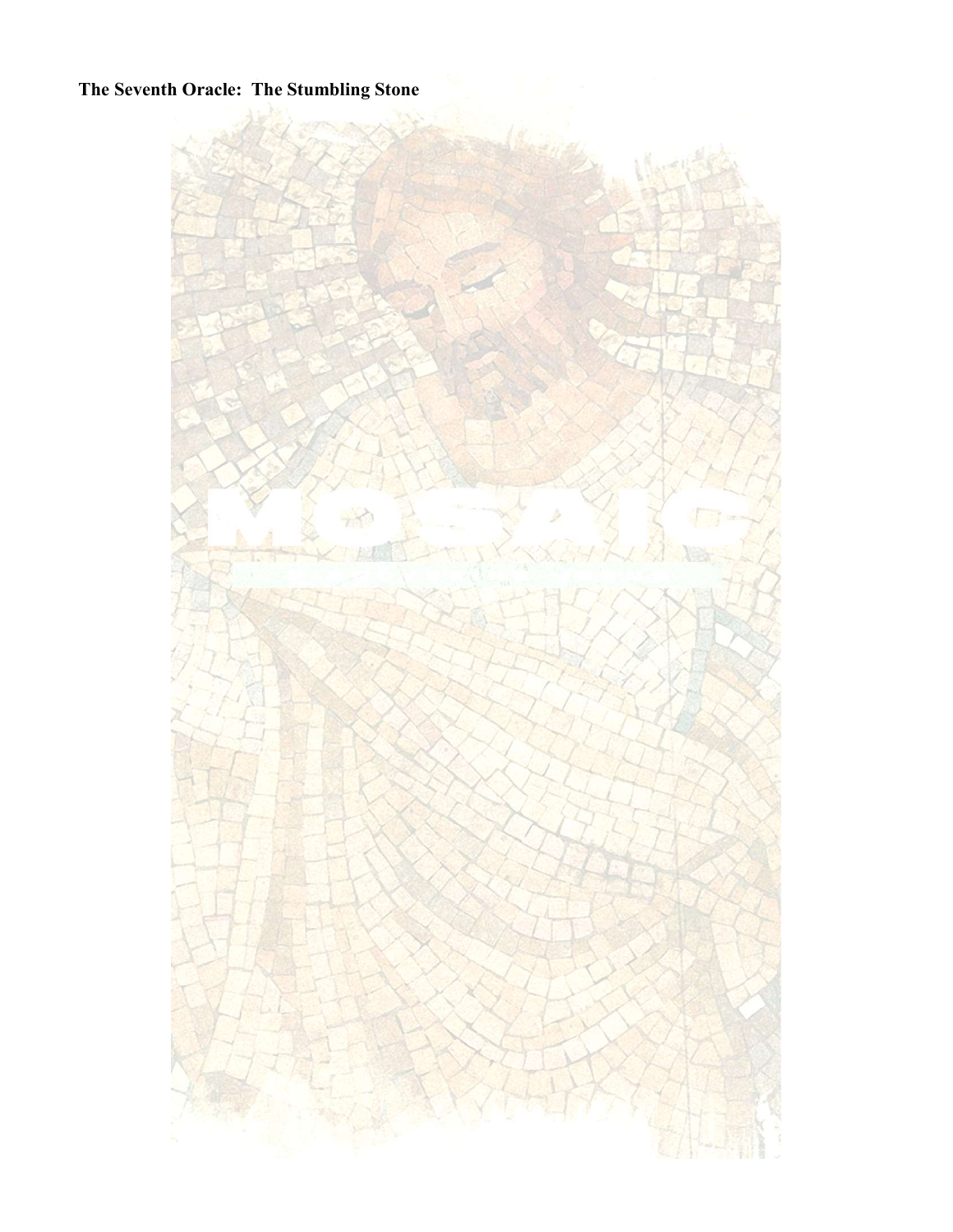**The Seventh Oracle: The Stumbling Stone**